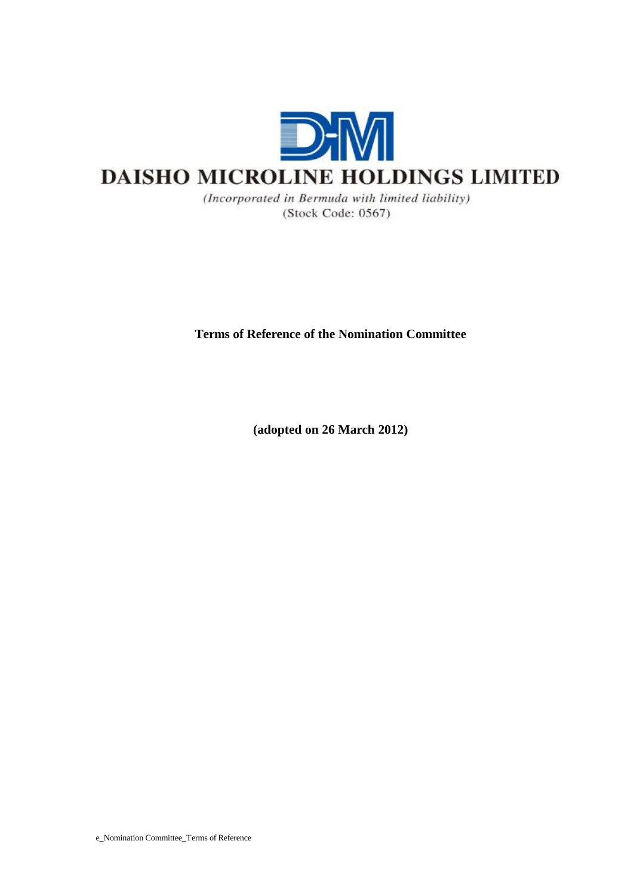# DAISHO MICROLINE HOLDINGS LIMITED

*(Incorporated in Bermuda with limited liability)*

(Stock Code: 0567)

**Terms of Reference of the Nomination Committee**

**(adopted on 26 March 2012)**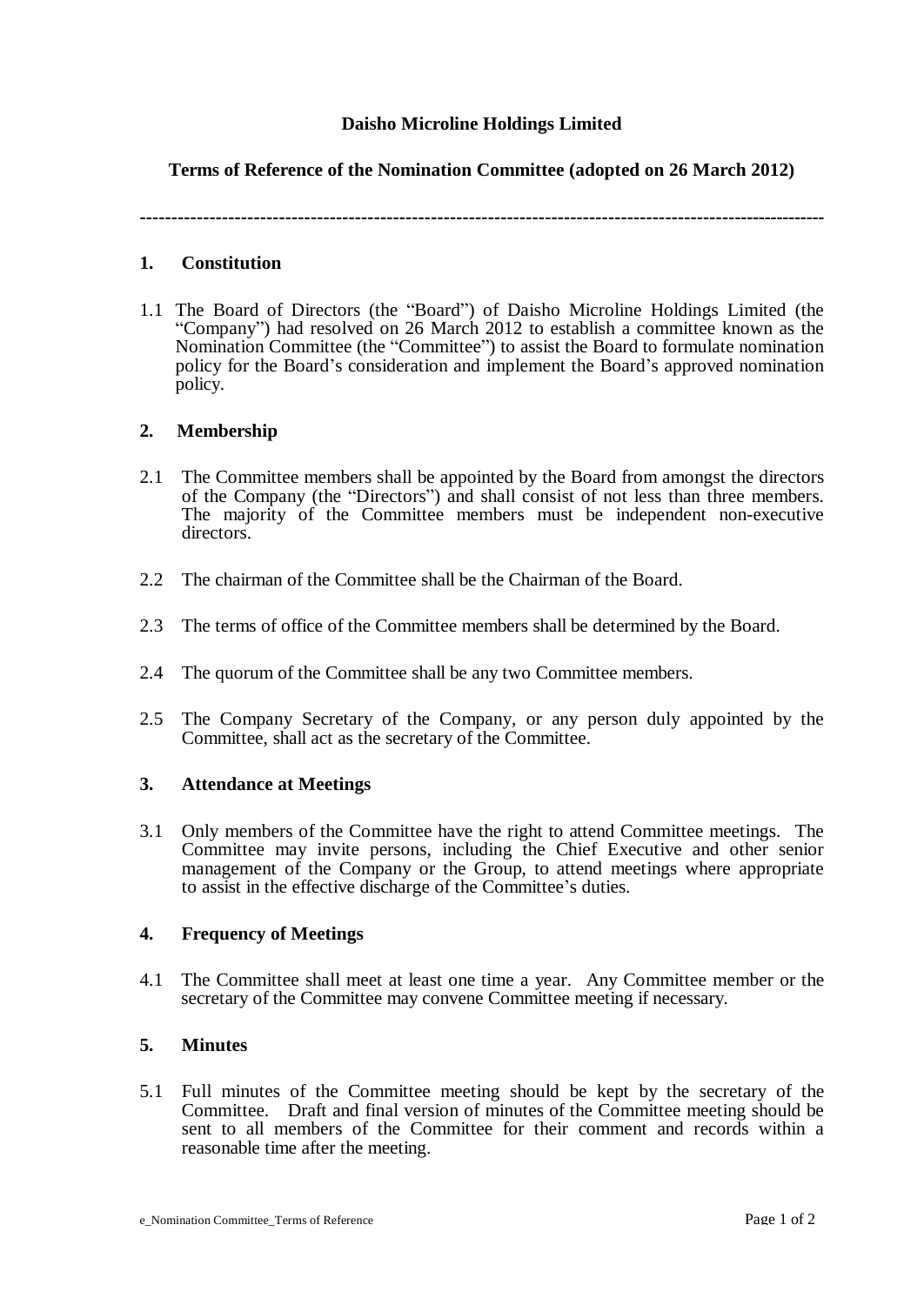**Daisho Microline Holdings Limited**

**Terms of Reference of the Nomination Committee (adopted on 26 March 2012)**

---

## 1. Constitution

1.1 The Board of Directors (the "Board") of Daisho Microline Holdings Limited (the "Company") had resolved on 26 March 2012 to establish a committee known as the Nomination Committee (the "Committee") to assist the Board to formulate nomination policy for the Board's consideration and implement the Board's approved nomination policy.

## 2. Membership

2.1 The Committee members shall be appointed by the Board from amongst the directors of the Company (the "Directors") and shall consist of not less than three members. The majority of the Committee members must be independent non-executive directors.

2.2 The chairman of the Committee shall be the Chairman of the Board.

2.3 The terms of office of the Committee members shall be determined by the Board.

2.4 The quorum of the Committee shall be any two Committee members.

2.5 The Company Secretary of the Company, or any person duly appointed by the Committee, shall act as the secretary of the Committee.

## 3. Attendance at Meetings

3.1 Only members of the Committee have the right to attend Committee meetings. The Committee may invite persons, including the Chief Executive and other senior management of the Company or the Group, to attend meetings where appropriate to assist in the effective discharge of the Committee's duties.

## 4. Frequency of Meetings

4.1 The Committee shall meet at least one time a year. Any Committee member or the secretary of the Committee may convene Committee meeting if necessary.

## 5. Minutes

5.1 Full minutes of the Committee meeting should be kept by the secretary of the Committee. Draft and final version of minutes of the Committee meeting should be sent to all members of the Committee for their comment and records within a reasonable time after the meeting.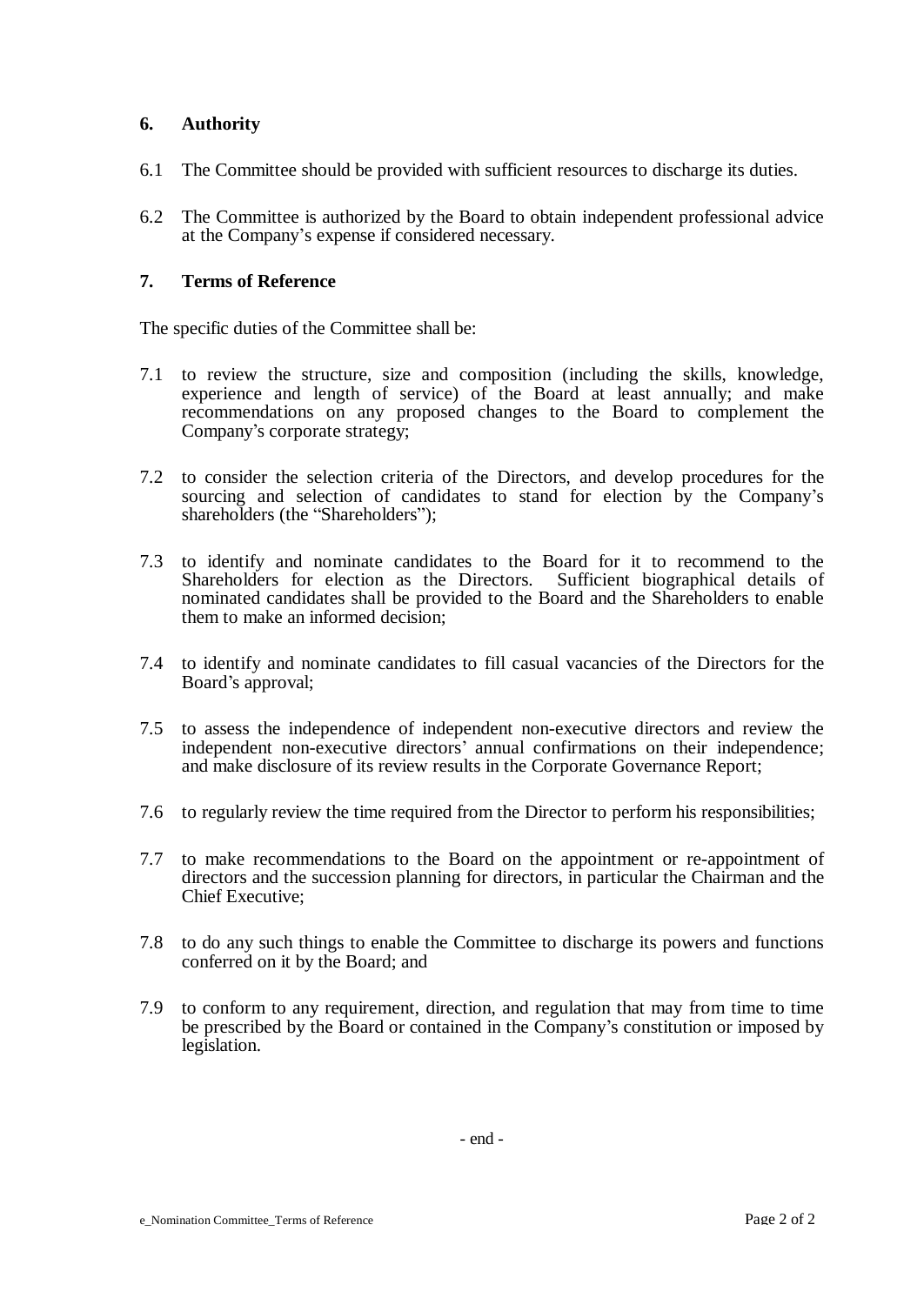## 6. Authority

6.1 The Committee should be provided with sufficient resources to discharge its duties.

6.2 The Committee is authorized by the Board to obtain independent professional advice at the Company's expense if considered necessary.

## 7. Terms of Reference

The specific duties of the Committee shall be:

7.1 to review the structure, size and composition (including the skills, knowledge, experience and length of service) of the Board at least annually; and make recommendations on any proposed changes to the Board to complement the Company's corporate strategy;

7.2 to consider the selection criteria of the Directors, and develop procedures for the sourcing and selection of candidates to stand for election by the Company's shareholders (the "Shareholders");

7.3 to identify and nominate candidates to the Board for it to recommend to the Shareholders for election as the Directors. Sufficient biographical details of nominated candidates shall be provided to the Board and the Shareholders to enable them to make an informed decision;

7.4 to identify and nominate candidates to fill casual vacancies of the Directors for the Board's approval;

7.5 to assess the independence of independent non-executive directors and review the independent non-executive directors' annual confirmations on their independence; and make disclosure of its review results in the Corporate Governance Report;

7.6 to regularly review the time required from the Director to perform his responsibilities;

7.7 to make recommendations to the Board on the appointment or re-appointment of directors and the succession planning for directors, in particular the Chairman and the Chief Executive;

7.8 to do any such things to enable the Committee to discharge its powers and functions conferred on it by the Board; and

7.9 to conform to any requirement, direction, and regulation that may from time to time be prescribed by the Board or contained in the Company's constitution or imposed by legislation.

- end -